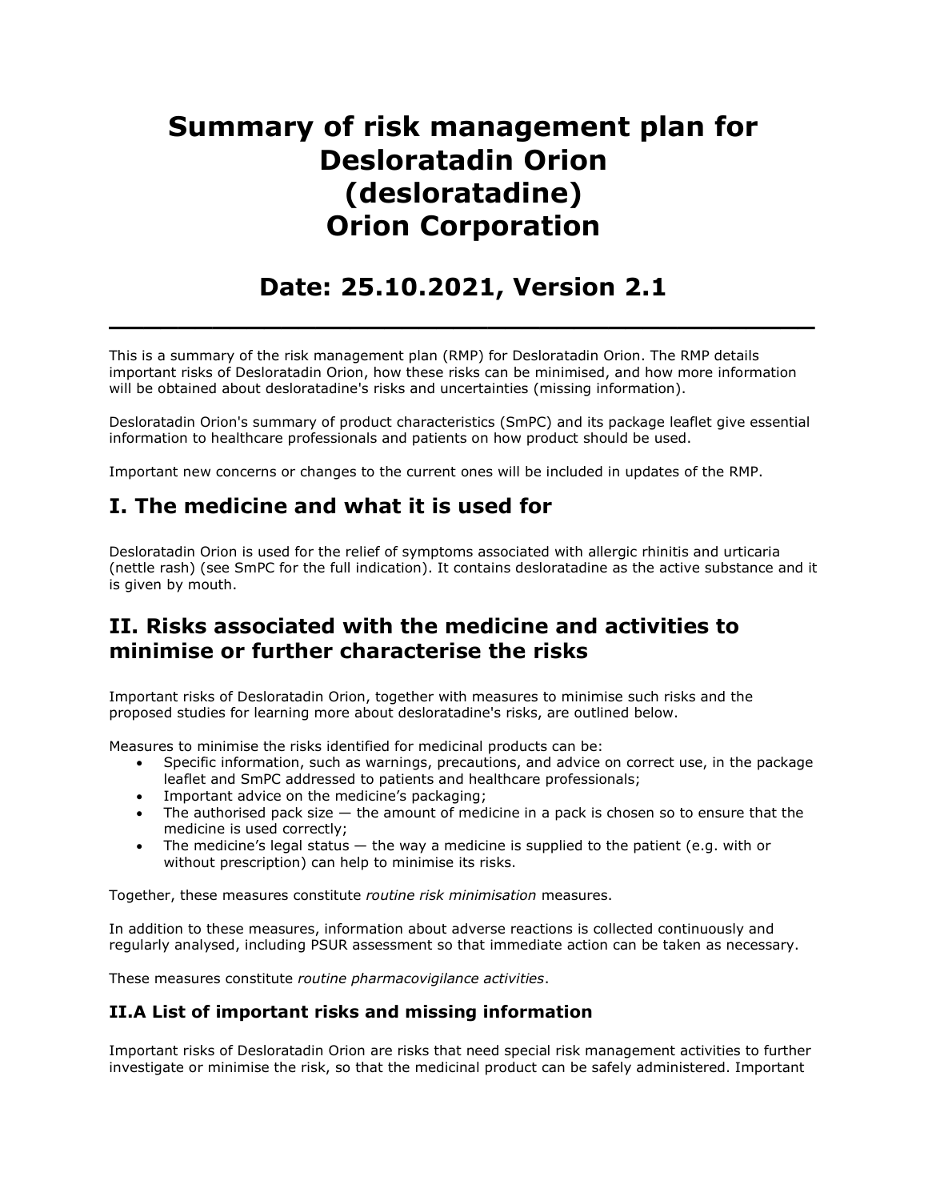# Summary of risk management plan for Desloratadin Orion (desloratadine) Orion Corporation

## Date: 25.10.2021, Version 2.1

---

This is a summary of the risk management plan (RMP) for Desloratadin Orion. The RMP details important risks of Desloratadin Orion, how these risks can be minimised, and how more information will be obtained about desloratadine's risks and uncertainties (missing information).

Desloratadin Orion's summary of product characteristics (SmPC) and its package leaflet give essential information to healthcare professionals and patients on how product should be used.

Important new concerns or changes to the current ones will be included in updates of the RMP.

## I. The medicine and what it is used for

Desloratadin Orion is used for the relief of symptoms associated with allergic rhinitis and urticaria (nettle rash) (see SmPC for the full indication). It contains desloratadine as the active substance and it is given by mouth.

## II. Risks associated with the medicine and activities to minimise or further characterise the risks

Important risks of Desloratadin Orion, together with measures to minimise such risks and the proposed studies for learning more about desloratadine's risks, are outlined below.

Measures to minimise the risks identified for medicinal products can be:

- Specific information, such as warnings, precautions, and advice on correct use, in the package leaflet and SmPC addressed to patients and healthcare professionals;
- Important advice on the medicine's packaging;
- The authorised pack size — the amount of medicine in a pack is chosen so to ensure that the medicine is used correctly;
- The medicine's legal status — the way a medicine is supplied to the patient (e.g. with or without prescription) can help to minimise its risks.

Together, these measures constitute *routine risk minimisation* measures.

In addition to these measures, information about adverse reactions is collected continuously and regularly analysed, including PSUR assessment so that immediate action can be taken as necessary.

These measures constitute *routine pharmacovigilance activities*.

### II.A List of important risks and missing information

Important risks of Desloratadin Orion are risks that need special risk management activities to further investigate or minimise the risk, so that the medicinal product can be safely administered. Important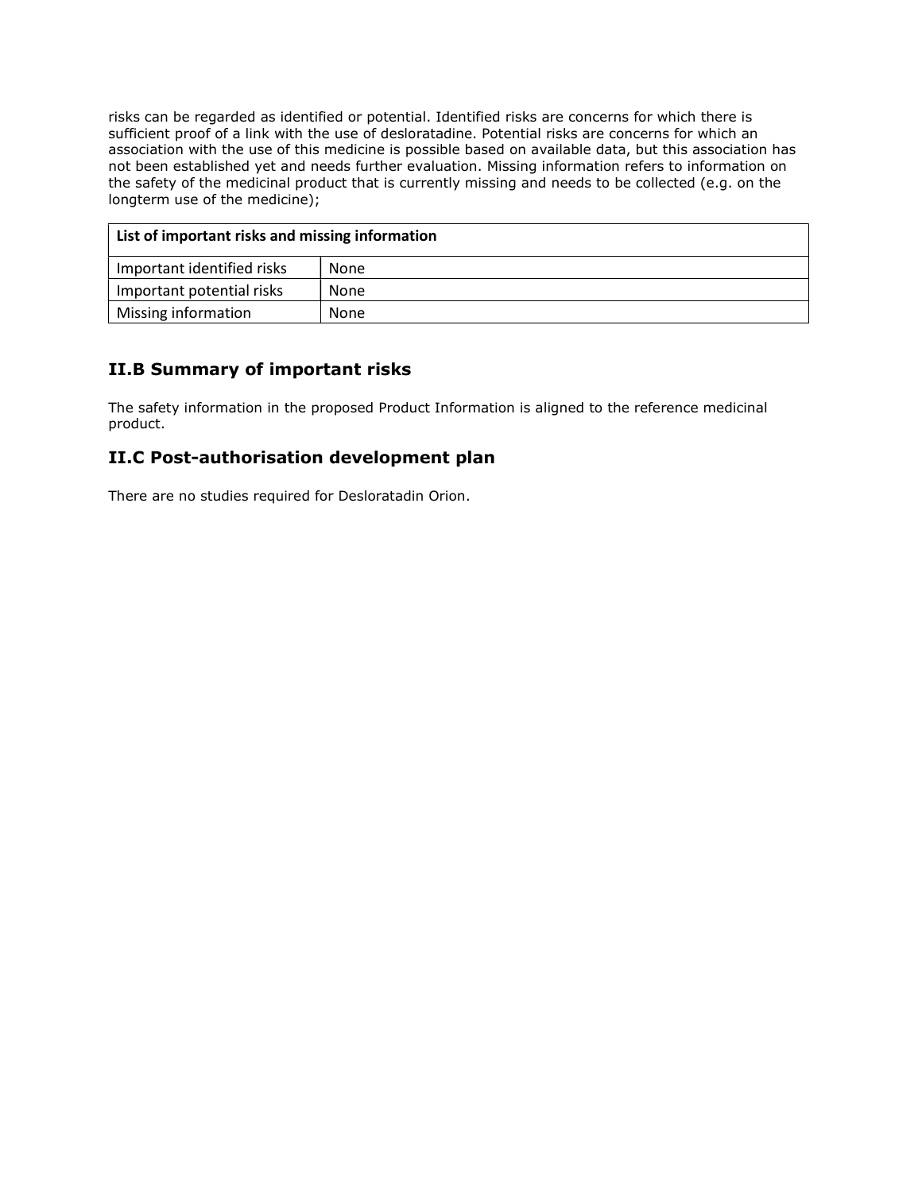risks can be regarded as identified or potential. Identified risks are concerns for which there is sufficient proof of a link with the use of desloratadine. Potential risks are concerns for which an association with the use of this medicine is possible based on available data, but this association has not been established yet and needs further evaluation. Missing information refers to information on the safety of the medicinal product that is currently missing and needs to be collected (e.g. on the longterm use of the medicine);

| List of important risks and missing information | |
|---|---|
| Important identified risks | None |
| Important potential risks | None |
| Missing information | None |

## II.B Summary of important risks

The safety information in the proposed Product Information is aligned to the reference medicinal product.

## II.C Post-authorisation development plan

There are no studies required for Desloratadin Orion.